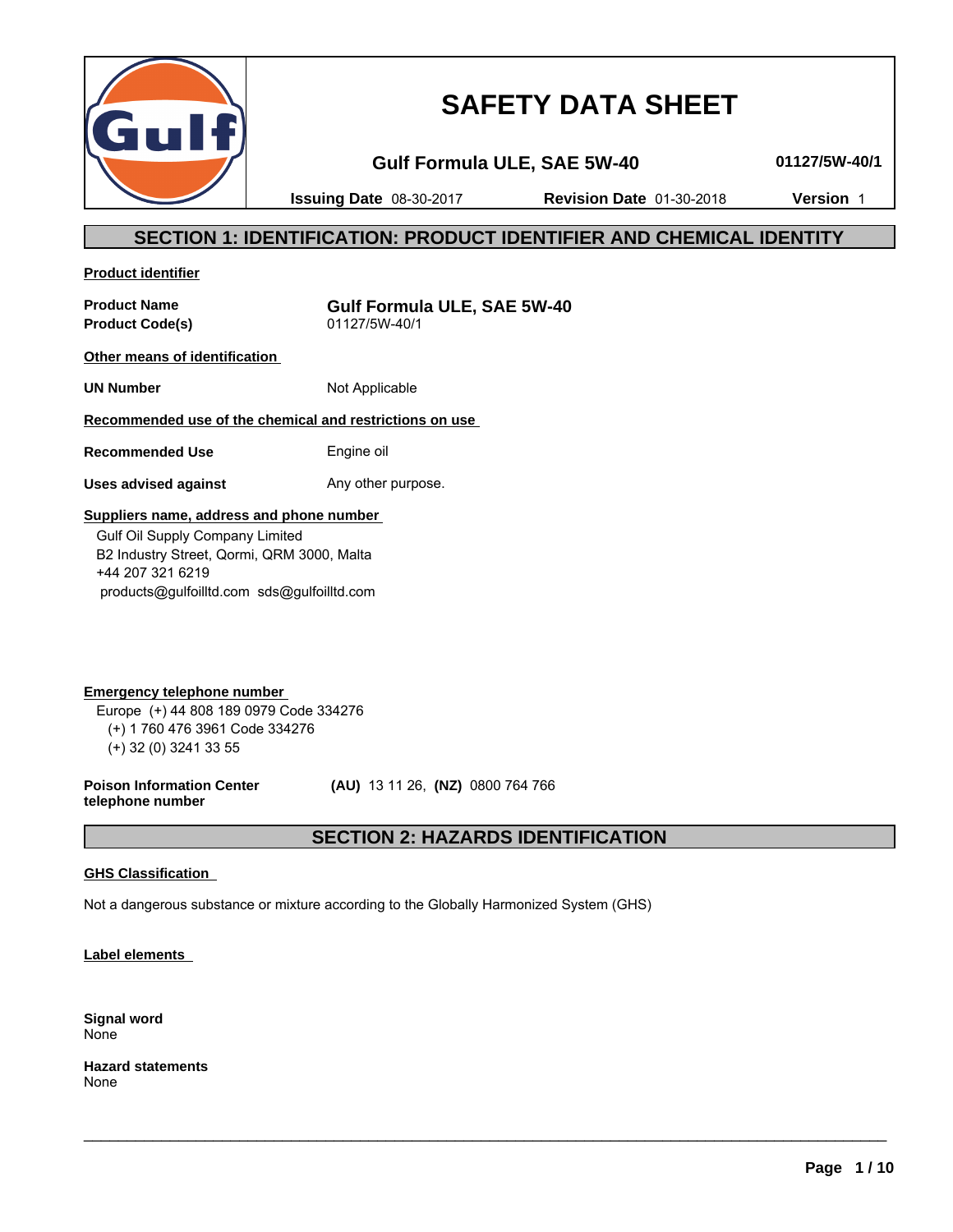# SAFETY DATA SHEET

**Gulf Formula ULE, SAE 5W-40** **01127/5W-40/1**

**Issuing Date** 08-30-2017 **Revision Date** 01-30-2018 **Version** 1

## SECTION 1: IDENTIFICATION: PRODUCT IDENTIFIER AND CHEMICAL IDENTITY

**Product identifier**

| | |
|---|---|
| **Product Name** | **Gulf Formula ULE, SAE 5W-40** |
| **Product Code(s)** | 01127/5W-40/1 |

**Other means of identification**

| | |
|---|---|
| **UN Number** | Not Applicable |

**Recommended use of the chemical and restrictions on use**

| | |
|---|---|
| **Recommended Use** | Engine oil |
| **Uses advised against** | Any other purpose. |

**Suppliers name, address and phone number**

Gulf Oil Supply Company Limited
B2 Industry Street, Qormi, QRM 3000, Malta
+44 207 321 6219
products@gulfoilltd.com sds@gulfoilltd.com

**Emergency telephone number**

Europe (+) 44 808 189 0979 Code 334276
(+) 1 760 476 3961 Code 334276
(+) 32 (0) 3241 33 55

**Poison Information Center telephone number** **(AU)** 13 11 26, **(NZ)** 0800 764 766

## SECTION 2: HAZARDS IDENTIFICATION

**GHS Classification**

Not a dangerous substance or mixture according to the Globally Harmonized System (GHS)

**Label elements**

**Signal word**
None

**Hazard statements**
None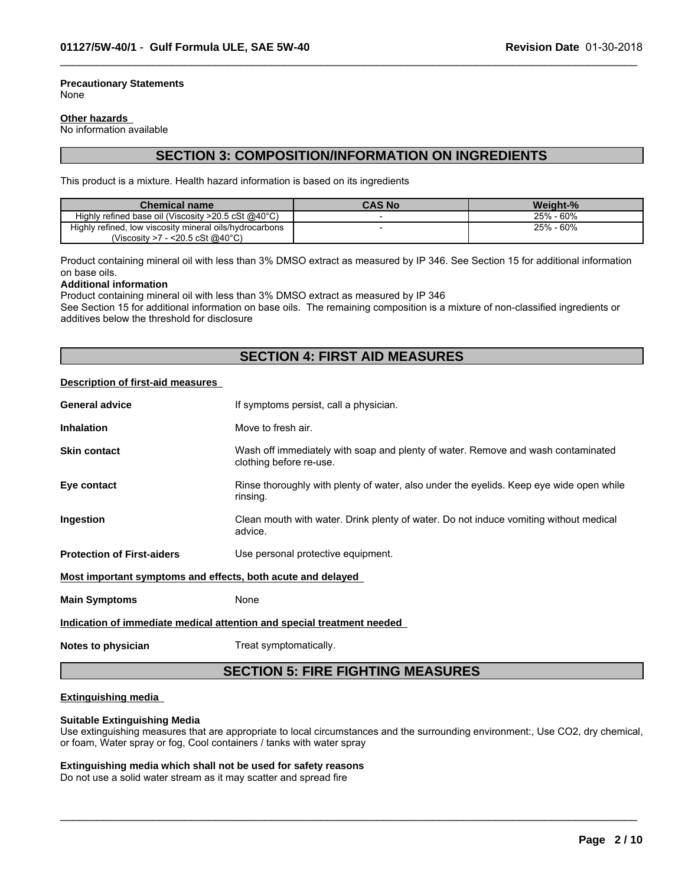**Precautionary Statements**
None

**Other hazards**
No information available

## SECTION 3: COMPOSITION/INFORMATION ON INGREDIENTS

This product is a mixture. Health hazard information is based on its ingredients

| Chemical name | CAS No | Weight-% |
|---|---|---|
| Highly refined base oil (Viscosity >20.5 cSt @40°C) | - | 25% - 60% |
| Highly refined, low viscosity mineral oils/hydrocarbons (Viscosity >7 - <20.5 cSt @40°C) | - | 25% - 60% |

Product containing mineral oil with less than 3% DMSO extract as measured by IP 346. See Section 15 for additional information on base oils.

**Additional information**
Product containing mineral oil with less than 3% DMSO extract as measured by IP 346
See Section 15 for additional information on base oils. The remaining composition is a mixture of non-classified ingredients or additives below the threshold for disclosure

## SECTION 4: FIRST AID MEASURES

**Description of first-aid measures**

**General advice** If symptoms persist, call a physician.

**Inhalation** Move to fresh air.

**Skin contact** Wash off immediately with soap and plenty of water. Remove and wash contaminated clothing before re-use.

**Eye contact** Rinse thoroughly with plenty of water, also under the eyelids. Keep eye wide open while rinsing.

**Ingestion** Clean mouth with water. Drink plenty of water. Do not induce vomiting without medical advice.

**Protection of First-aiders** Use personal protective equipment.

**Most important symptoms and effects, both acute and delayed**

**Main Symptoms** None

**Indication of immediate medical attention and special treatment needed**

**Notes to physician** Treat symptomatically.

## SECTION 5: FIRE FIGHTING MEASURES

**Extinguishing media**

**Suitable Extinguishing Media**
Use extinguishing measures that are appropriate to local circumstances and the surrounding environment:, Use CO2, dry chemical, or foam, Water spray or fog, Cool containers / tanks with water spray

**Extinguishing media which shall not be used for safety reasons**
Do not use a solid water stream as it may scatter and spread fire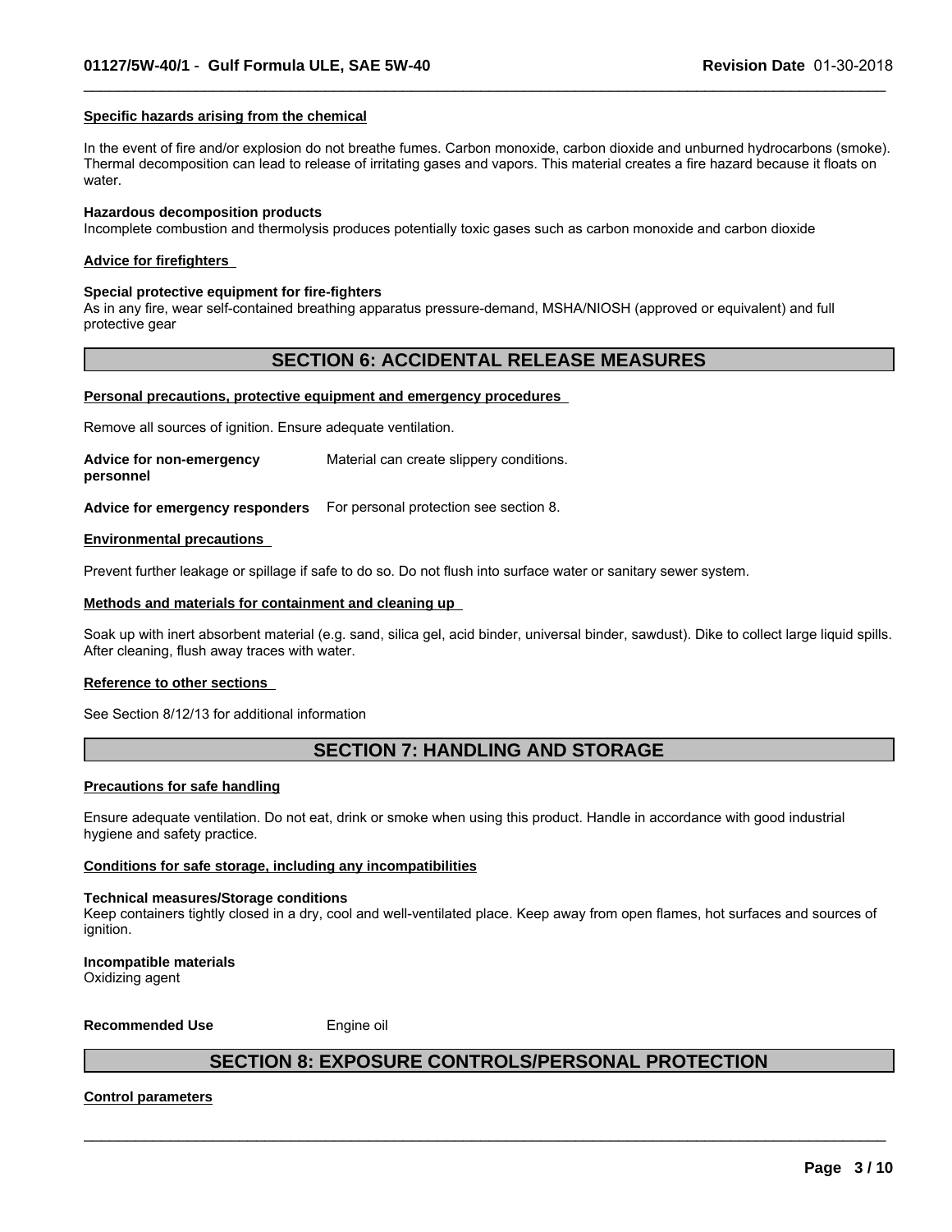### Specific hazards arising from the chemical

In the event of fire and/or explosion do not breathe fumes. Carbon monoxide, carbon dioxide and unburned hydrocarbons (smoke). Thermal decomposition can lead to release of irritating gases and vapors. This material creates a fire hazard because it floats on water.

**Hazardous decomposition products**
Incomplete combustion and thermolysis produces potentially toxic gases such as carbon monoxide and carbon dioxide

### Advice for firefighters

**Special protective equipment for fire-fighters**
As in any fire, wear self-contained breathing apparatus pressure-demand, MSHA/NIOSH (approved or equivalent) and full protective gear

## SECTION 6: ACCIDENTAL RELEASE MEASURES

### Personal precautions, protective equipment and emergency procedures

Remove all sources of ignition. Ensure adequate ventilation.

**Advice for non-emergency personnel** Material can create slippery conditions.

**Advice for emergency responders** For personal protection see section 8.

### Environmental precautions

Prevent further leakage or spillage if safe to do so. Do not flush into surface water or sanitary sewer system.

### Methods and materials for containment and cleaning up

Soak up with inert absorbent material (e.g. sand, silica gel, acid binder, universal binder, sawdust). Dike to collect large liquid spills. After cleaning, flush away traces with water.

### Reference to other sections

See Section 8/12/13 for additional information

## SECTION 7: HANDLING AND STORAGE

### Precautions for safe handling

Ensure adequate ventilation. Do not eat, drink or smoke when using this product. Handle in accordance with good industrial hygiene and safety practice.

### Conditions for safe storage, including any incompatibilities

**Technical measures/Storage conditions**
Keep containers tightly closed in a dry, cool and well-ventilated place. Keep away from open flames, hot surfaces and sources of ignition.

**Incompatible materials**
Oxidizing agent

**Recommended Use** Engine oil

## SECTION 8: EXPOSURE CONTROLS/PERSONAL PROTECTION

### Control parameters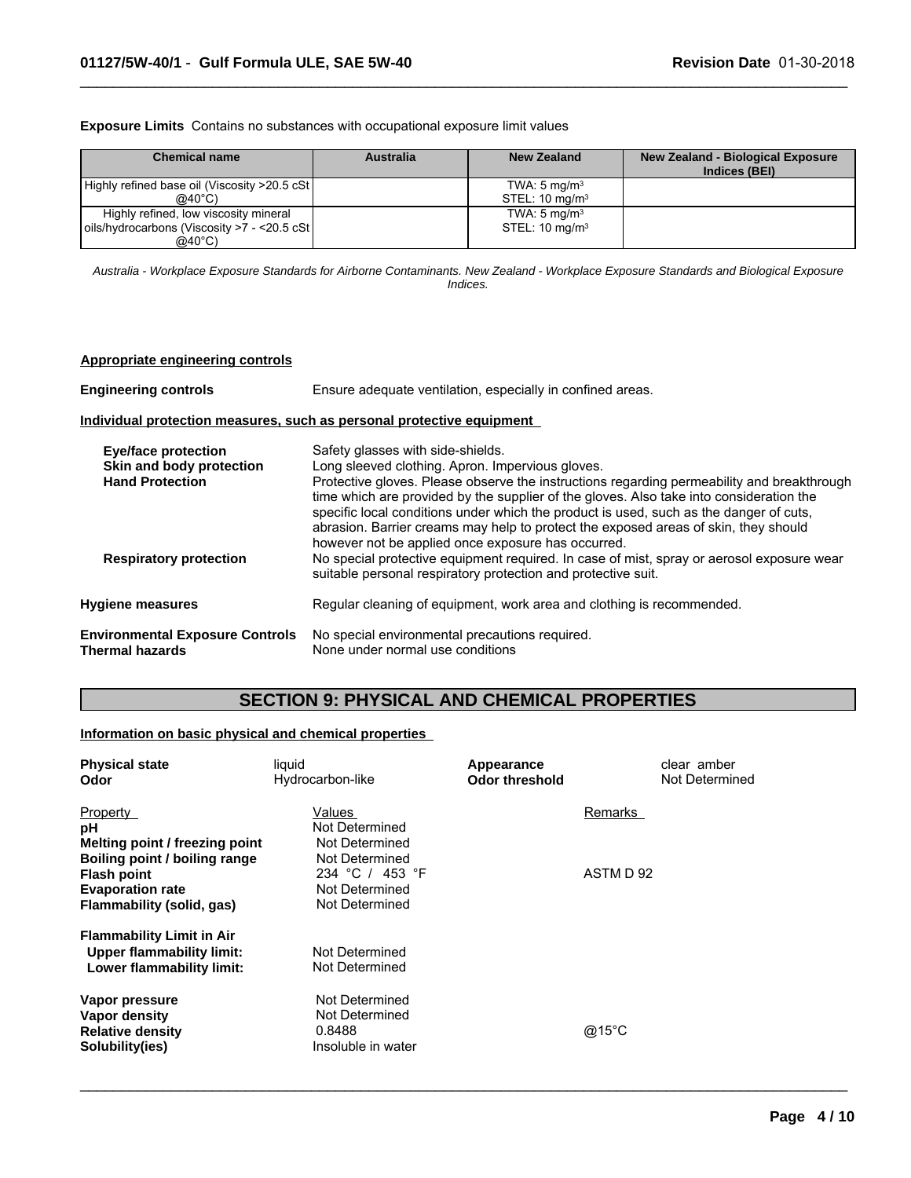**Exposure Limits** Contains no substances with occupational exposure limit values

| Chemical name | Australia | New Zealand | New Zealand - Biological Exposure Indices (BEI) |
|---|---|---|---|
| Highly refined base oil (Viscosity >20.5 cSt @40°C) | | TWA: 5 mg/m$^3$<br>STEL: 10 mg/m$^3$ | |
| Highly refined, low viscosity mineral oils/hydrocarbons (Viscosity >7 - <20.5 cSt @40°C) | | TWA: 5 mg/m$^3$<br>STEL: 10 mg/m$^3$ | |

*Australia - Workplace Exposure Standards for Airborne Contaminants. New Zealand - Workplace Exposure Standards and Biological Exposure Indices.*

**Appropriate engineering controls**

**Engineering controls** Ensure adequate ventilation, especially in confined areas.

**Individual protection measures, such as personal protective equipment**

**Eye/face protection** Safety glasses with side-shields.

**Skin and body protection** Long sleeved clothing. Apron. Impervious gloves.

**Hand Protection** Protective gloves. Please observe the instructions regarding permeability and breakthrough time which are provided by the supplier of the gloves. Also take into consideration the specific local conditions under which the product is used, such as the danger of cuts, abrasion. Barrier creams may help to protect the exposed areas of skin, they should however not be applied once exposure has occurred.

**Respiratory protection** No special protective equipment required. In case of mist, spray or aerosol exposure wear suitable personal respiratory protection and protective suit.

**Hygiene measures** Regular cleaning of equipment, work area and clothing is recommended.

**Environmental Exposure Controls** No special environmental precautions required.

**Thermal hazards** None under normal use conditions

## SECTION 9: PHYSICAL AND CHEMICAL PROPERTIES

**Information on basic physical and chemical properties**

**Physical state** liquid

**Odor** Hydrocarbon-like

**Appearance** clear amber

**Odor threshold** Not Determined

| Property | Values | Remarks |
|---|---|---|
| **pH** | Not Determined | |
| **Melting point / freezing point** | Not Determined | |
| **Boiling point / boiling range** | Not Determined | |
| **Flash point** | 234 °C / 453 °F | ASTM D 92 |
| **Evaporation rate** | Not Determined | |
| **Flammability (solid, gas)** | Not Determined | |
| **Flammability Limit in Air** | | |
| **Upper flammability limit:** | Not Determined | |
| **Lower flammability limit:** | Not Determined | |
| **Vapor pressure** | Not Determined | |
| **Vapor density** | Not Determined | |
| **Relative density** | 0.8488 | @15°C |
| **Solubility(ies)** | Insoluble in water | |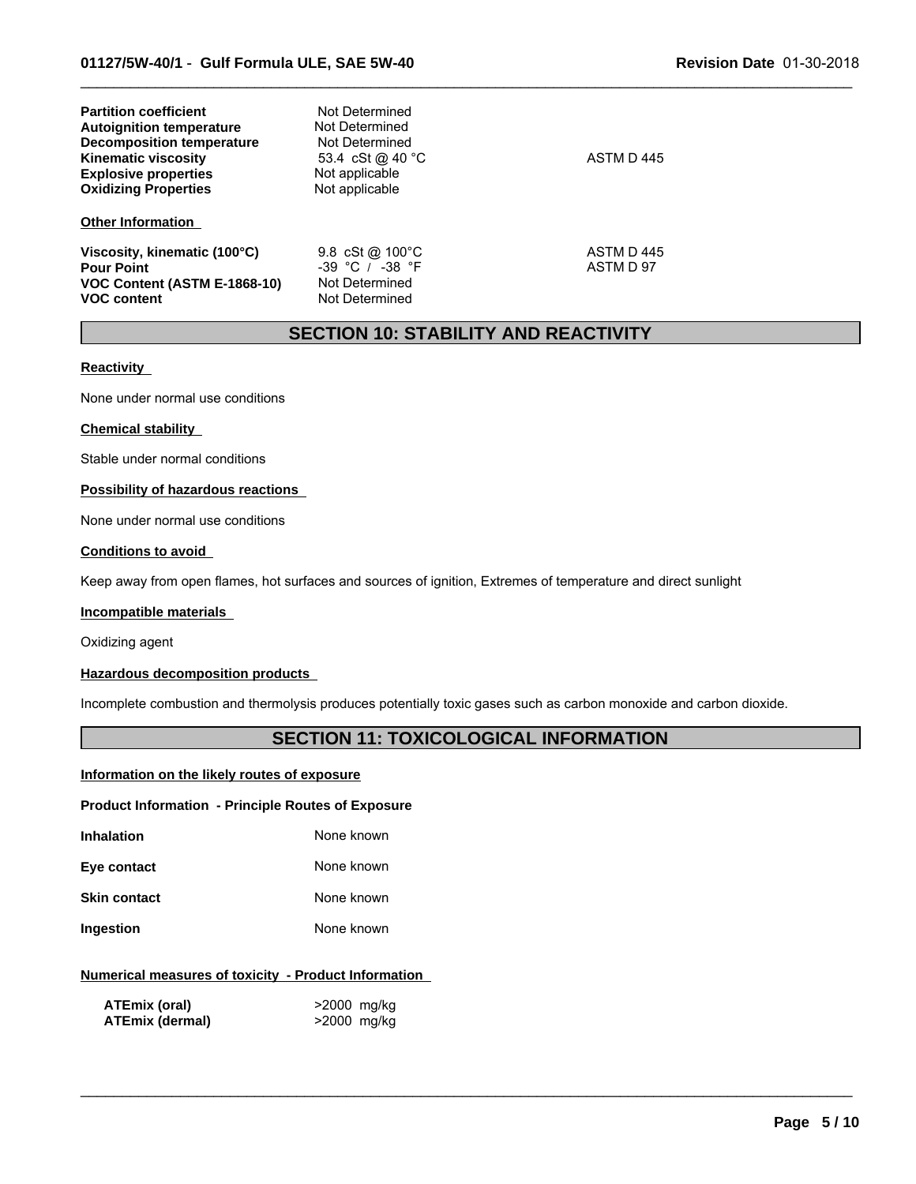| | | |
|---|---|---|
| **Partition coefficient** | Not Determined | |
| **Autoignition temperature** | Not Determined | |
| **Decomposition temperature** | Not Determined | |
| **Kinematic viscosity** | 53.4 cSt @ 40 °C | ASTM D 445 |
| **Explosive properties** | Not applicable | |
| **Oxidizing Properties** | Not applicable | |

**Other Information**

| | | |
|---|---|---|
| **Viscosity, kinematic (100°C)** | 9.8 cSt @ 100°C | ASTM D 445 |
| **Pour Point** | -39 °C / -38 °F | ASTM D 97 |
| **VOC Content (ASTM E-1868-10)** | Not Determined | |
| **VOC content** | Not Determined | |

## SECTION 10: STABILITY AND REACTIVITY

**Reactivity**

None under normal use conditions

**Chemical stability**

Stable under normal conditions

**Possibility of hazardous reactions**

None under normal use conditions

**Conditions to avoid**

Keep away from open flames, hot surfaces and sources of ignition, Extremes of temperature and direct sunlight

**Incompatible materials**

Oxidizing agent

**Hazardous decomposition products**

Incomplete combustion and thermolysis produces potentially toxic gases such as carbon monoxide and carbon dioxide.

## SECTION 11: TOXICOLOGICAL INFORMATION

**Information on the likely routes of exposure**

**Product Information - Principle Routes of Exposure**

| | |
|---|---|
| **Inhalation** | None known |
| **Eye contact** | None known |
| **Skin contact** | None known |
| **Ingestion** | None known |

**Numerical measures of toxicity - Product Information**

| | |
|---|---|
| **ATEmix (oral)** | >2000 mg/kg |
| **ATEmix (dermal)** | >2000 mg/kg |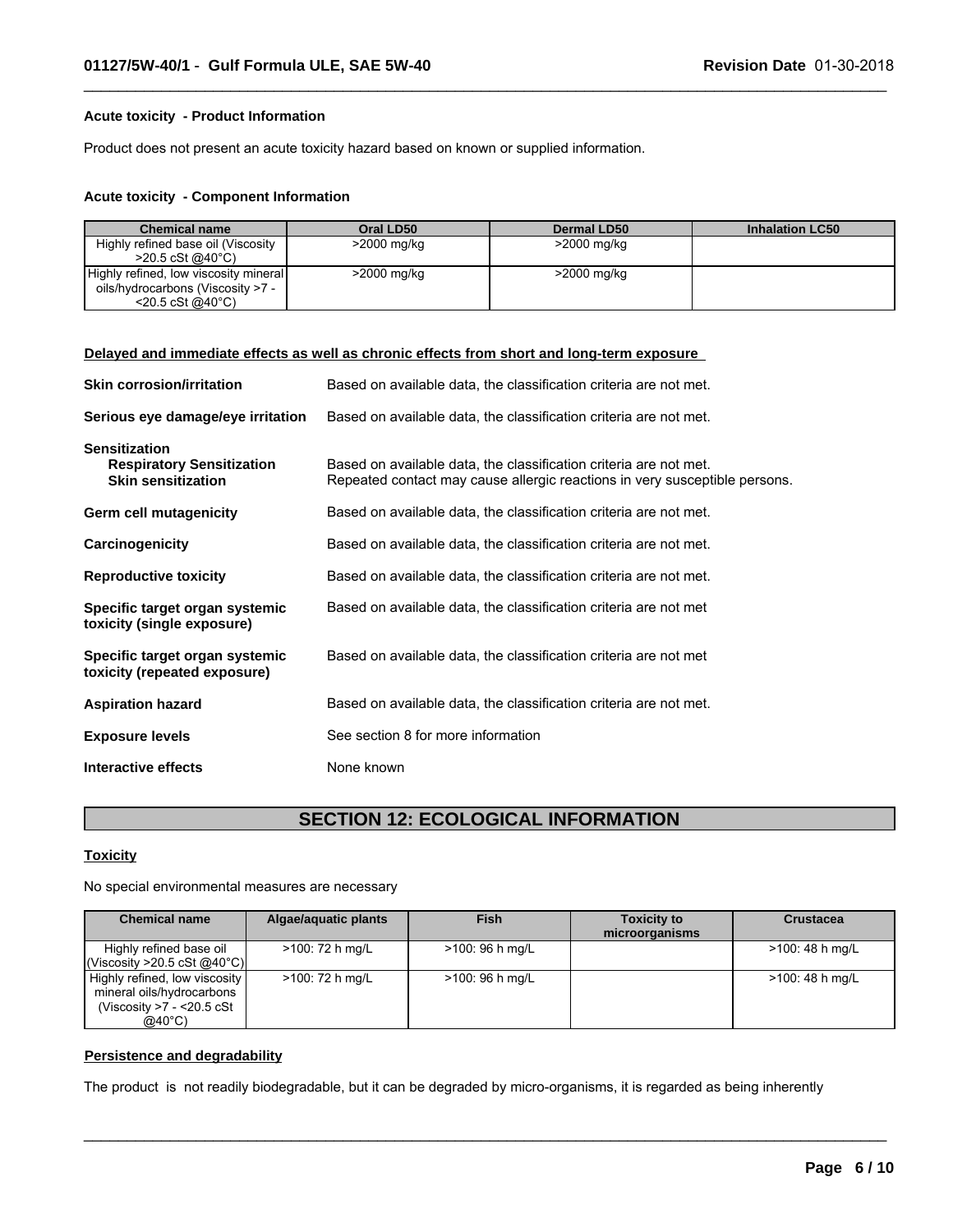**Acute toxicity - Product Information**

Product does not present an acute toxicity hazard based on known or supplied information.

**Acute toxicity - Component Information**

| Chemical name | Oral LD50 | Dermal LD50 | Inhalation LC50 |
|---|---|---|---|
| Highly refined base oil (Viscosity >20.5 cSt @40°C) | >2000 mg/kg | >2000 mg/kg | |
| Highly refined, low viscosity mineral oils/hydrocarbons (Viscosity >7 - <20.5 cSt @40°C) | >2000 mg/kg | >2000 mg/kg | |

**Delayed and immediate effects as well as chronic effects from short and long-term exposure**

**Skin corrosion/irritation** Based on available data, the classification criteria are not met.

**Serious eye damage/eye irritation** Based on available data, the classification criteria are not met.

**Sensitization**

**Respiratory Sensitization** Based on available data, the classification criteria are not met.

**Skin sensitization** Repeated contact may cause allergic reactions in very susceptible persons.

**Germ cell mutagenicity** Based on available data, the classification criteria are not met.

**Carcinogenicity** Based on available data, the classification criteria are not met.

**Reproductive toxicity** Based on available data, the classification criteria are not met.

**Specific target organ systemic toxicity (single exposure)** Based on available data, the classification criteria are not met

**Specific target organ systemic toxicity (repeated exposure)** Based on available data, the classification criteria are not met

**Aspiration hazard** Based on available data, the classification criteria are not met.

**Exposure levels** See section 8 for more information

**Interactive effects** None known

## SECTION 12: ECOLOGICAL INFORMATION

**Toxicity**

No special environmental measures are necessary

| Chemical name | Algae/aquatic plants | Fish | Toxicity to microorganisms | Crustacea |
|---|---|---|---|---|
| Highly refined base oil (Viscosity >20.5 cSt @40°C) | >100: 72 h mg/L | >100: 96 h mg/L | | >100: 48 h mg/L |
| Highly refined, low viscosity mineral oils/hydrocarbons (Viscosity >7 - <20.5 cSt @40°C) | >100: 72 h mg/L | >100: 96 h mg/L | | >100: 48 h mg/L |

**Persistence and degradability**

The product is not readily biodegradable, but it can be degraded by micro-organisms, it is regarded as being inherently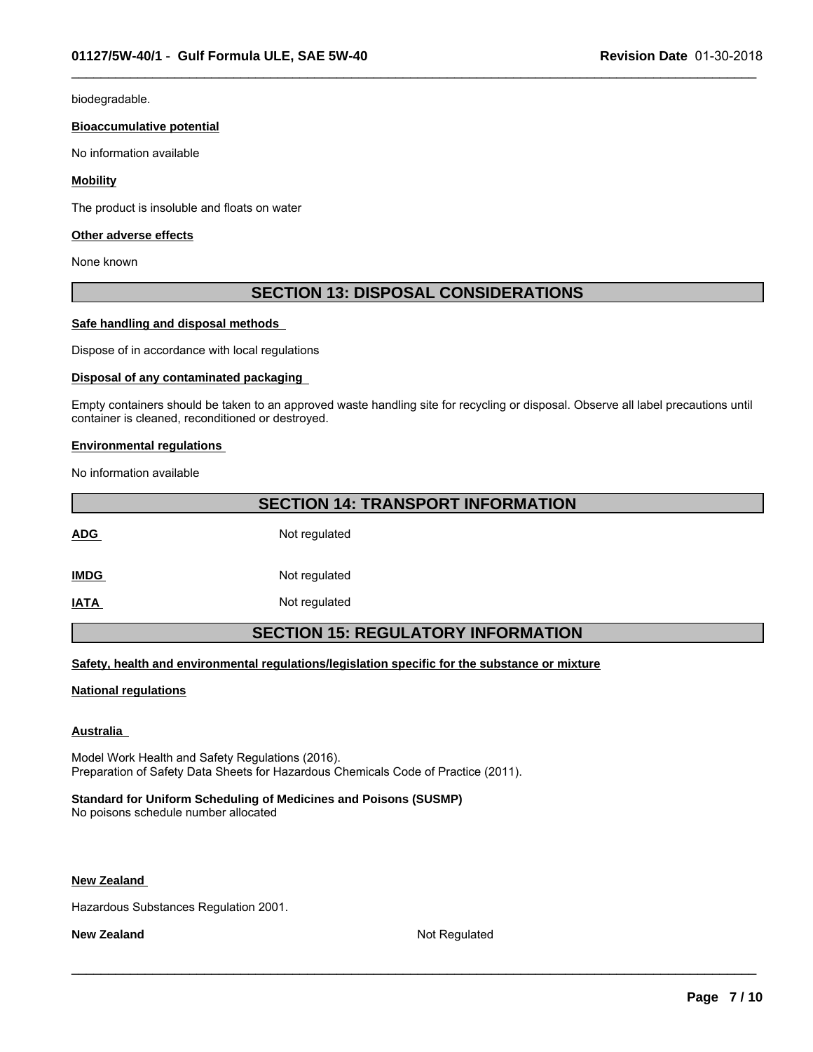biodegradable.

**Bioaccumulative potential**

No information available

**Mobility**

The product is insoluble and floats on water

**Other adverse effects**

None known

## SECTION 13: DISPOSAL CONSIDERATIONS

**Safe handling and disposal methods**

Dispose of in accordance with local regulations

**Disposal of any contaminated packaging**

Empty containers should be taken to an approved waste handling site for recycling or disposal. Observe all label precautions until container is cleaned, reconditioned or destroyed.

**Environmental regulations**

No information available

## SECTION 14: TRANSPORT INFORMATION

| | |
|---|---|
| **ADG** | Not regulated |
| **IMDG** | Not regulated |
| **IATA** | Not regulated |

## SECTION 15: REGULATORY INFORMATION

**Safety, health and environmental regulations/legislation specific for the substance or mixture**

**National regulations**

**Australia**

Model Work Health and Safety Regulations (2016).
Preparation of Safety Data Sheets for Hazardous Chemicals Code of Practice (2011).

**Standard for Uniform Scheduling of Medicines and Poisons (SUSMP)**
No poisons schedule number allocated

**New Zealand**

Hazardous Substances Regulation 2001.

**New Zealand** Not Regulated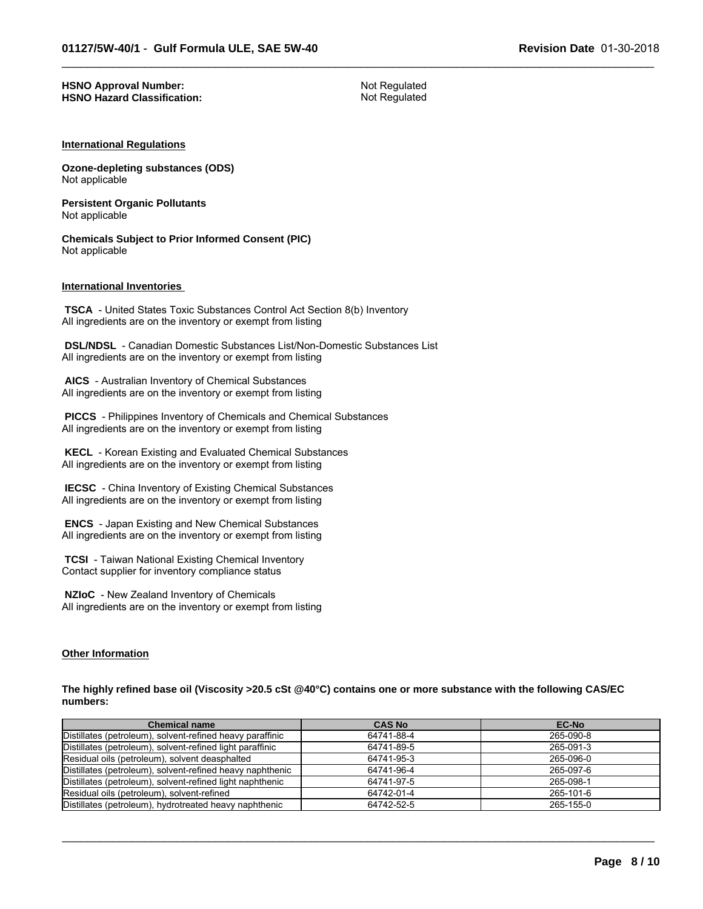**HSNO Approval Number:** Not Regulated
**HSNO Hazard Classification:** Not Regulated

## International Regulations

**Ozone-depleting substances (ODS)**
Not applicable

**Persistent Organic Pollutants**
Not applicable

**Chemicals Subject to Prior Informed Consent (PIC)**
Not applicable

## International Inventories

**TSCA** - United States Toxic Substances Control Act Section 8(b) Inventory
All ingredients are on the inventory or exempt from listing

**DSL/NDSL** - Canadian Domestic Substances List/Non-Domestic Substances List
All ingredients are on the inventory or exempt from listing

**AICS** - Australian Inventory of Chemical Substances
All ingredients are on the inventory or exempt from listing

**PICCS** - Philippines Inventory of Chemicals and Chemical Substances
All ingredients are on the inventory or exempt from listing

**KECL** - Korean Existing and Evaluated Chemical Substances
All ingredients are on the inventory or exempt from listing

**IECSC** - China Inventory of Existing Chemical Substances
All ingredients are on the inventory or exempt from listing

**ENCS** - Japan Existing and New Chemical Substances
All ingredients are on the inventory or exempt from listing

**TCSI** - Taiwan National Existing Chemical Inventory
Contact supplier for inventory compliance status

**NZIoC** - New Zealand Inventory of Chemicals
All ingredients are on the inventory or exempt from listing

## Other Information

**The highly refined base oil (Viscosity >20.5 cSt @40°C) contains one or more substance with the following CAS/EC numbers:**

| Chemical name | CAS No | EC-No |
|---|---|---|
| Distillates (petroleum), solvent-refined heavy paraffinic | 64741-88-4 | 265-090-8 |
| Distillates (petroleum), solvent-refined light paraffinic | 64741-89-5 | 265-091-3 |
| Residual oils (petroleum), solvent deasphalted | 64741-95-3 | 265-096-0 |
| Distillates (petroleum), solvent-refined heavy naphthenic | 64741-96-4 | 265-097-6 |
| Distillates (petroleum), solvent-refined light naphthenic | 64741-97-5 | 265-098-1 |
| Residual oils (petroleum), solvent-refined | 64742-01-4 | 265-101-6 |
| Distillates (petroleum), hydrotreated heavy naphthenic | 64742-52-5 | 265-155-0 |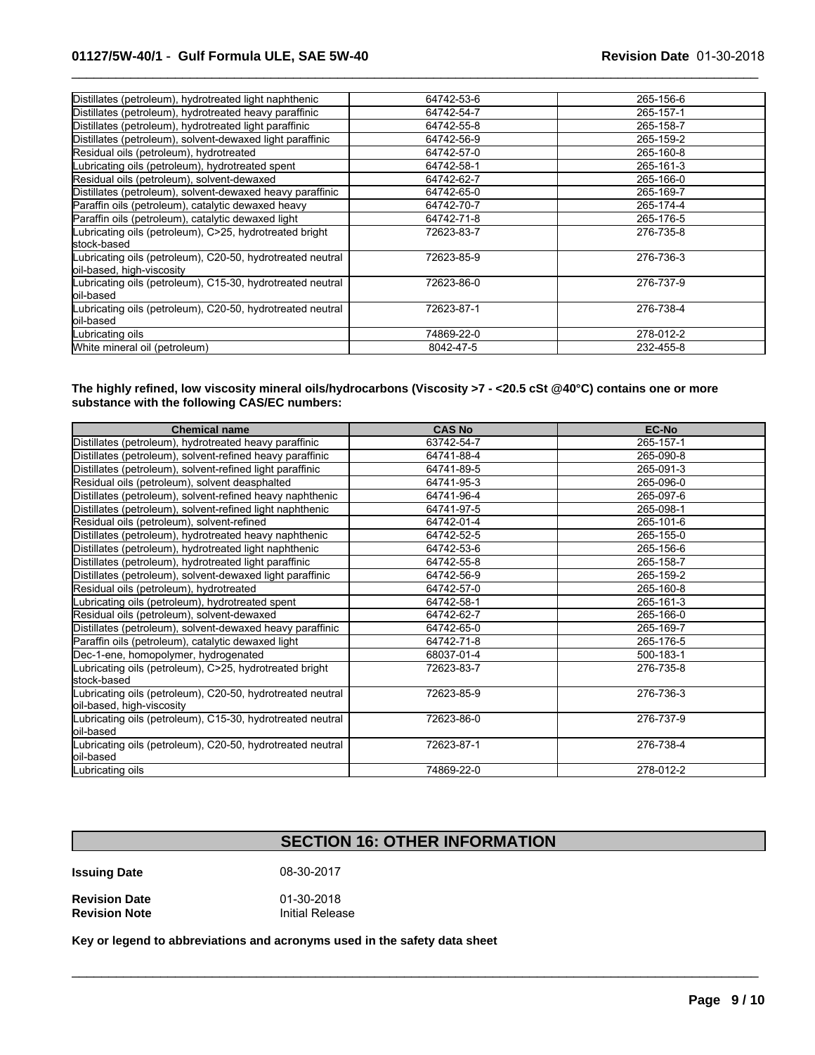| | | |
|---|---|---|
| Distillates (petroleum), hydrotreated light naphthenic | 64742-53-6 | 265-156-6 |
| Distillates (petroleum), hydrotreated heavy paraffinic | 64742-54-7 | 265-157-1 |
| Distillates (petroleum), hydrotreated light paraffinic | 64742-55-8 | 265-158-7 |
| Distillates (petroleum), solvent-dewaxed light paraffinic | 64742-56-9 | 265-159-2 |
| Residual oils (petroleum), hydrotreated | 64742-57-0 | 265-160-8 |
| Lubricating oils (petroleum), hydrotreated spent | 64742-58-1 | 265-161-3 |
| Residual oils (petroleum), solvent-dewaxed | 64742-62-7 | 265-166-0 |
| Distillates (petroleum), solvent-dewaxed heavy paraffinic | 64742-65-0 | 265-169-7 |
| Paraffin oils (petroleum), catalytic dewaxed heavy | 64742-70-7 | 265-174-4 |
| Paraffin oils (petroleum), catalytic dewaxed light | 64742-71-8 | 265-176-5 |
| Lubricating oils (petroleum), C>25, hydrotreated bright stock-based | 72623-83-7 | 276-735-8 |
| Lubricating oils (petroleum), C20-50, hydrotreated neutral oil-based, high-viscosity | 72623-85-9 | 276-736-3 |
| Lubricating oils (petroleum), C15-30, hydrotreated neutral oil-based | 72623-86-0 | 276-737-9 |
| Lubricating oils (petroleum), C20-50, hydrotreated neutral oil-based | 72623-87-1 | 276-738-4 |
| Lubricating oils | 74869-22-0 | 278-012-2 |
| White mineral oil (petroleum) | 8042-47-5 | 232-455-8 |

**The highly refined, low viscosity mineral oils/hydrocarbons (Viscosity >7 - <20.5 cSt @40°C) contains one or more substance with the following CAS/EC numbers:**

| Chemical name | CAS No | EC-No |
|---|---|---|
| Distillates (petroleum), hydrotreated heavy paraffinic | 63742-54-7 | 265-157-1 |
| Distillates (petroleum), solvent-refined heavy paraffinic | 64741-88-4 | 265-090-8 |
| Distillates (petroleum), solvent-refined light paraffinic | 64741-89-5 | 265-091-3 |
| Residual oils (petroleum), solvent deasphalted | 64741-95-3 | 265-096-0 |
| Distillates (petroleum), solvent-refined heavy naphthenic | 64741-96-4 | 265-097-6 |
| Distillates (petroleum), solvent-refined light naphthenic | 64741-97-5 | 265-098-1 |
| Residual oils (petroleum), solvent-refined | 64742-01-4 | 265-101-6 |
| Distillates (petroleum), hydrotreated heavy naphthenic | 64742-52-5 | 265-155-0 |
| Distillates (petroleum), hydrotreated light naphthenic | 64742-53-6 | 265-156-6 |
| Distillates (petroleum), hydrotreated light paraffinic | 64742-55-8 | 265-158-7 |
| Distillates (petroleum), solvent-dewaxed light paraffinic | 64742-56-9 | 265-159-2 |
| Residual oils (petroleum), hydrotreated | 64742-57-0 | 265-160-8 |
| Lubricating oils (petroleum), hydrotreated spent | 64742-58-1 | 265-161-3 |
| Residual oils (petroleum), solvent-dewaxed | 64742-62-7 | 265-166-0 |
| Distillates (petroleum), solvent-dewaxed heavy paraffinic | 64742-65-0 | 265-169-7 |
| Paraffin oils (petroleum), catalytic dewaxed light | 64742-71-8 | 265-176-5 |
| Dec-1-ene, homopolymer, hydrogenated | 68037-01-4 | 500-183-1 |
| Lubricating oils (petroleum), C>25, hydrotreated bright stock-based | 72623-83-7 | 276-735-8 |
| Lubricating oils (petroleum), C20-50, hydrotreated neutral oil-based, high-viscosity | 72623-85-9 | 276-736-3 |
| Lubricating oils (petroleum), C15-30, hydrotreated neutral oil-based | 72623-86-0 | 276-737-9 |
| Lubricating oils (petroleum), C20-50, hydrotreated neutral oil-based | 72623-87-1 | 276-738-4 |
| Lubricating oils | 74869-22-0 | 278-012-2 |

## SECTION 16: OTHER INFORMATION

**Issuing Date** 08-30-2017

**Revision Date** 01-30-2018
**Revision Note** Initial Release

**Key or legend to abbreviations and acronyms used in the safety data sheet**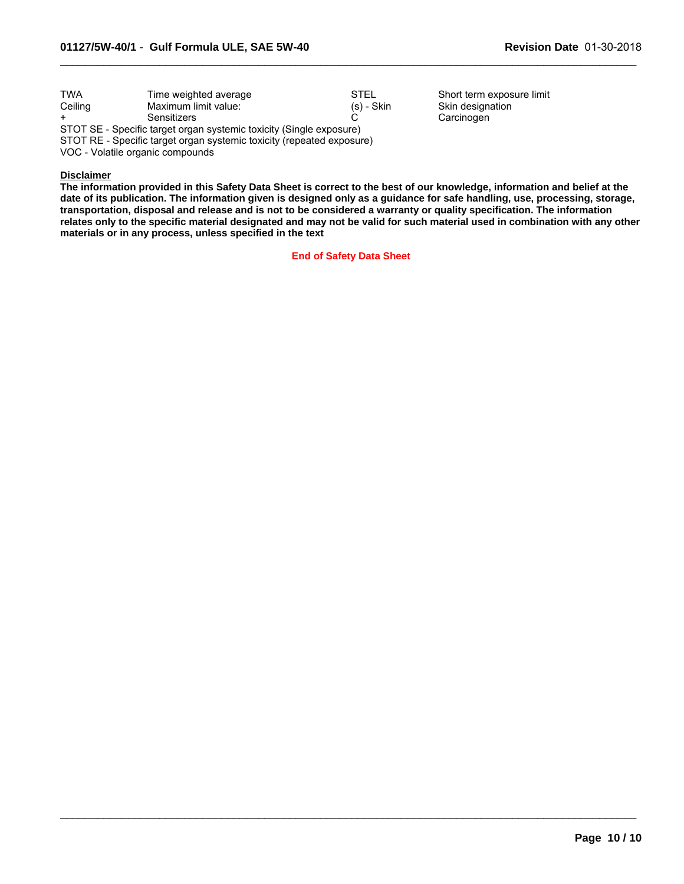| | | | |
|---|---|---|---|
| TWA | Time weighted average | STEL | Short term exposure limit |
| Ceiling | Maximum limit value: | (s) - Skin | Skin designation |
| + | Sensitizers | C | Carcinogen |

STOT SE - Specific target organ systemic toxicity (Single exposure)
STOT RE - Specific target organ systemic toxicity (repeated exposure)
VOC - Volatile organic compounds

**Disclaimer**

**The information provided in this Safety Data Sheet is correct to the best of our knowledge, information and belief at the date of its publication. The information given is designed only as a guidance for safe handling, use, processing, storage, transportation, disposal and release and is not to be considered a warranty or quality specification. The information relates only to the specific material designated and may not be valid for such material used in combination with any other materials or in any process, unless specified in the text**

**End of Safety Data Sheet**